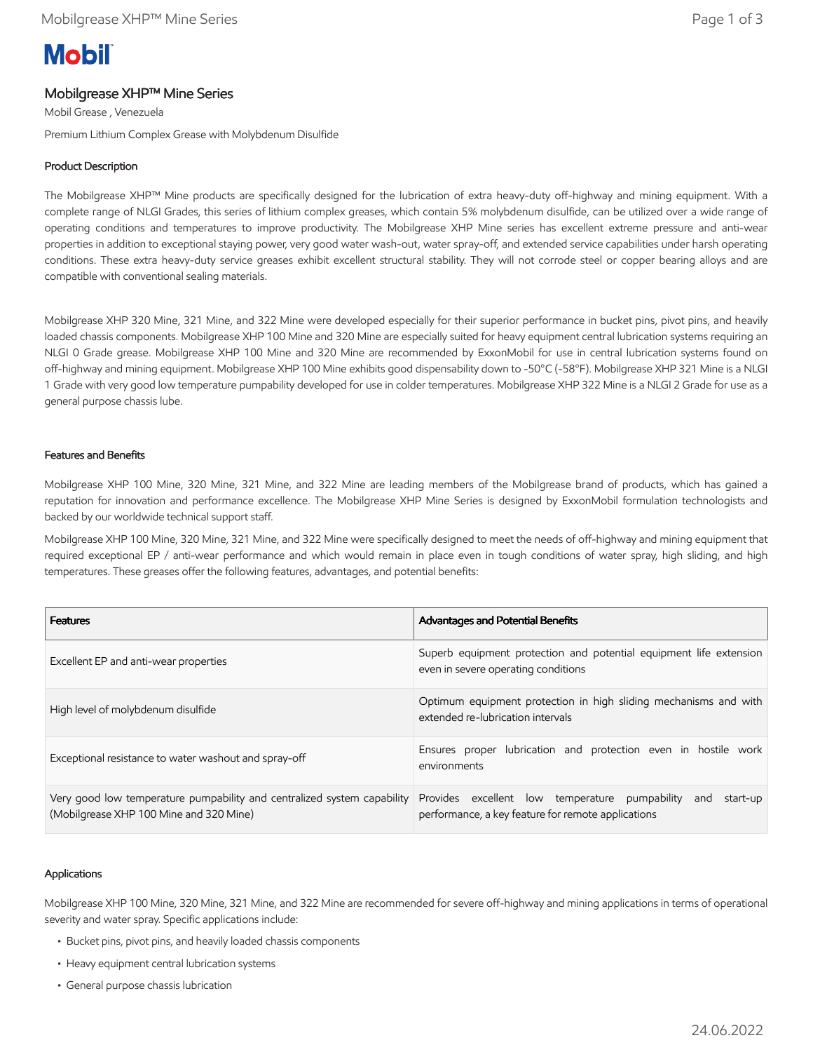# Mobilgrease XHP™ Mine Series

Mobil Grease , Venezuela

Premium Lithium Complex Grease with Molybdenum Disulfide

## Product Description

The Mobilgrease XHP™ Mine products are specifically designed for the lubrication of extra heavy-duty off-highway and mining equipment. With a complete range of NLGI Grades, this series of lithium complex greases, which contain 5% molybdenum disulfide, can be utilized over a wide range of operating conditions and temperatures to improve productivity. The Mobilgrease XHP Mine series has excellent extreme pressure and anti-wear properties in addition to exceptional staying power, very good water wash-out, water spray-off, and extended service capabilities under harsh operating conditions. These extra heavy-duty service greases exhibit excellent structural stability. They will not corrode steel or copper bearing alloys and are compatible with conventional sealing materials.

Mobilgrease XHP 320 Mine, 321 Mine, and 322 Mine were developed especially for their superior performance in bucket pins, pivot pins, and heavily loaded chassis components. Mobilgrease XHP 100 Mine and 320 Mine are especially suited for heavy equipment central lubrication systems requiring an NLGI 0 Grade grease. Mobilgrease XHP 100 Mine and 320 Mine are recommended by ExxonMobil for use in central lubrication systems found on off-highway and mining equipment. Mobilgrease XHP 100 Mine exhibits good dispensability down to -50°C (-58°F). Mobilgrease XHP 321 Mine is a NLGI 1 Grade with very good low temperature pumpability developed for use in colder temperatures. Mobilgrease XHP 322 Mine is a NLGI 2 Grade for use as a general purpose chassis lube.

## Features and Benefits

Mobilgrease XHP 100 Mine, 320 Mine, 321 Mine, and 322 Mine are leading members of the Mobilgrease brand of products, which has gained a reputation for innovation and performance excellence. The Mobilgrease XHP Mine Series is designed by ExxonMobil formulation technologists and backed by our worldwide technical support staff.

Mobilgrease XHP 100 Mine, 320 Mine, 321 Mine, and 322 Mine were specifically designed to meet the needs of off-highway and mining equipment that required exceptional EP / anti-wear performance and which would remain in place even in tough conditions of water spray, high sliding, and high temperatures. These greases offer the following features, advantages, and potential benefits:

| Features | Advantages and Potential Benefits |
|---|---|
| Excellent EP and anti-wear properties | Superb equipment protection and potential equipment life extension even in severe operating conditions |
| High level of molybdenum disulfide | Optimum equipment protection in high sliding mechanisms and with extended re-lubrication intervals |
| Exceptional resistance to water washout and spray-off | Ensures proper lubrication and protection even in hostile work environments |
| Very good low temperature pumpability and centralized system capability (Mobilgrease XHP 100 Mine and 320 Mine) | Provides excellent low temperature pumpability and start-up performance, a key feature for remote applications |

## Applications

Mobilgrease XHP 100 Mine, 320 Mine, 321 Mine, and 322 Mine are recommended for severe off-highway and mining applications in terms of operational severity and water spray. Specific applications include:

- Bucket pins, pivot pins, and heavily loaded chassis components
- Heavy equipment central lubrication systems
- General purpose chassis lubrication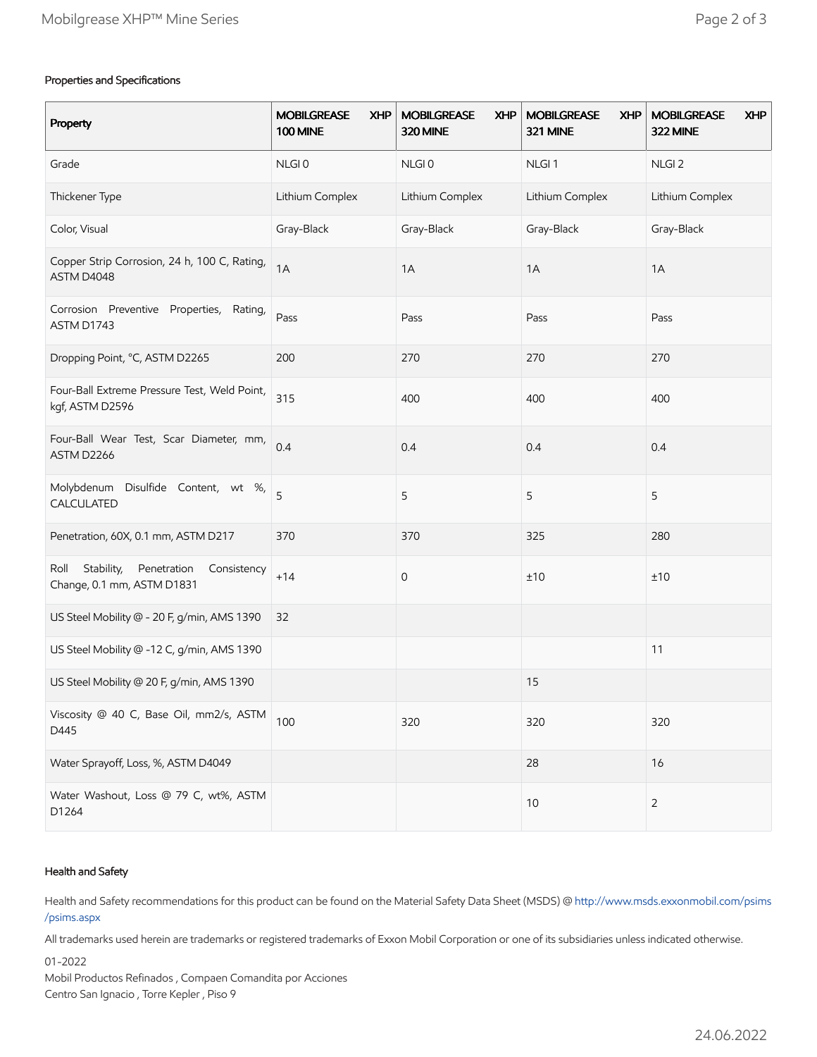### Properties and Specifications

| Property | MOBILGREASE XHP 100 MINE | MOBILGREASE XHP 320 MINE | MOBILGREASE XHP 321 MINE | MOBILGREASE XHP 322 MINE |
|---|---|---|---|---|
| Grade | NLGI 0 | NLGI 0 | NLGI 1 | NLGI 2 |
| Thickener Type | Lithium Complex | Lithium Complex | Lithium Complex | Lithium Complex |
| Color, Visual | Gray-Black | Gray-Black | Gray-Black | Gray-Black |
| Copper Strip Corrosion, 24 h, 100 C, Rating, ASTM D4048 | 1A | 1A | 1A | 1A |
| Corrosion Preventive Properties, Rating, ASTM D1743 | Pass | Pass | Pass | Pass |
| Dropping Point, °C, ASTM D2265 | 200 | 270 | 270 | 270 |
| Four-Ball Extreme Pressure Test, Weld Point, kgf, ASTM D2596 | 315 | 400 | 400 | 400 |
| Four-Ball Wear Test, Scar Diameter, mm, ASTM D2266 | 0.4 | 0.4 | 0.4 | 0.4 |
| Molybdenum Disulfide Content, wt %, CALCULATED | 5 | 5 | 5 | 5 |
| Penetration, 60X, 0.1 mm, ASTM D217 | 370 | 370 | 325 | 280 |
| Roll Stability, Penetration Consistency Change, 0.1 mm, ASTM D1831 | +14 | 0 | ±10 | ±10 |
| US Steel Mobility @ - 20 F, g/min, AMS 1390 | 32 | | | |
| US Steel Mobility @ -12 C, g/min, AMS 1390 | | | | 11 |
| US Steel Mobility @ 20 F, g/min, AMS 1390 | | | 15 | |
| Viscosity @ 40 C, Base Oil, mm2/s, ASTM D445 | 100 | 320 | 320 | 320 |
| Water Sprayoff, Loss, %, ASTM D4049 | | | 28 | 16 |
| Water Washout, Loss @ 79 C, wt%, ASTM D1264 | | | 10 | 2 |

### Health and Safety

Health and Safety recommendations for this product can be found on the Material Safety Data Sheet (MSDS) @ http://www.msds.exxonmobil.com/psims/psims.aspx

All trademarks used herein are trademarks or registered trademarks of Exxon Mobil Corporation or one of its subsidiaries unless indicated otherwise.

01-2022
Mobil Productos Refinados , Compaen Comandita por Acciones
Centro San Ignacio , Torre Kepler , Piso 9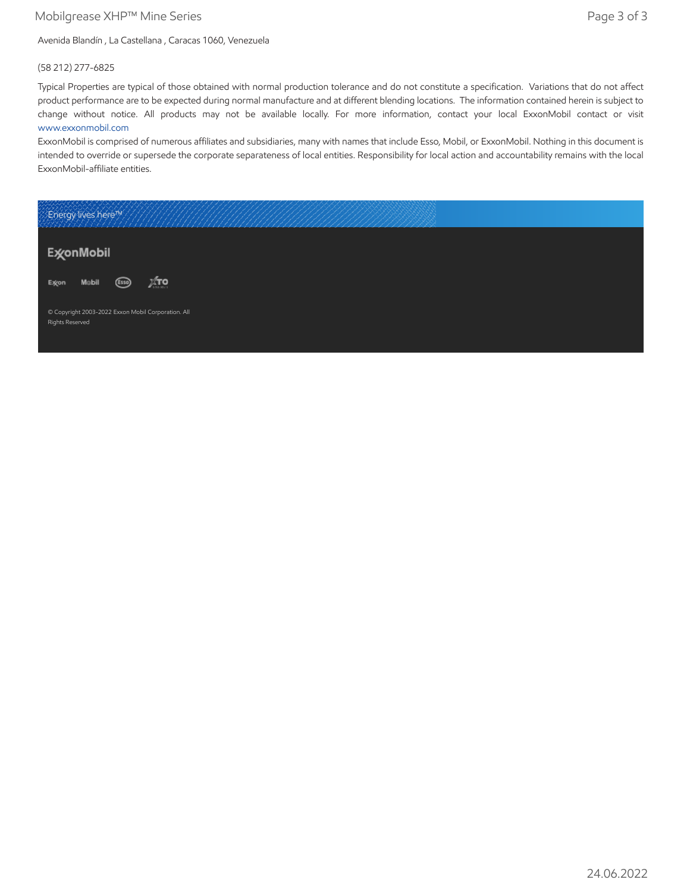Avenida Blandín , La Castellana , Caracas 1060, Venezuela

(58 212) 277-6825

Typical Properties are typical of those obtained with normal production tolerance and do not constitute a specification. Variations that do not affect product performance are to be expected during normal manufacture and at different blending locations. The information contained herein is subject to change without notice. All products may not be available locally. For more information, contact your local ExxonMobil contact or visit www.exxonmobil.com

ExxonMobil is comprised of numerous affiliates and subsidiaries, many with names that include Esso, Mobil, or ExxonMobil. Nothing in this document is intended to override or supersede the corporate separateness of local entities. Responsibility for local action and accountability remains with the local ExxonMobil-affiliate entities.

Energy lives here™

ExxonMobil

Exxon Mobil Esso XTO

© Copyright 2003-2022 Exxon Mobil Corporation. All Rights Reserved

24.06.2022